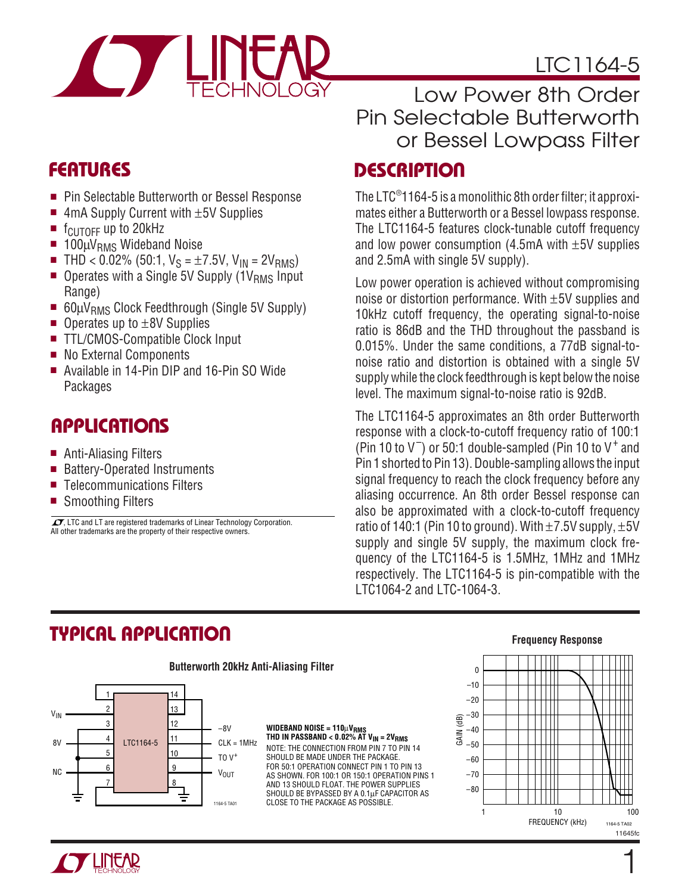# LTC1164-5

## Low Power 8th Order Pin Selectable Butterworth or Bessel Lowpass Filter

## FEATURES

- Pin Selectable Butterworth or Bessel Response
- 4mA Supply Current with ±5V Supplies
- $f_{CUTOFF}$ up to 20kHz
- 100μ$V_{RMS}$ Wideband Noise
- THD < 0.02% (50:1, $V_S$ = ±7.5V, $V_{IN}$ = 2$V_{RMS}$)
- Operates with a Single 5V Supply (1$V_{RMS}$ Input Range)
- 60μ$V_{RMS}$ Clock Feedthrough (Single 5V Supply)
- Operates up to ±8V Supplies
- TTL/CMOS-Compatible Clock Input
- No External Components
- Available in 14-Pin DIP and 16-Pin SO Wide Packages

## APPLICATIONS

- Anti-Aliasing Filters
- Battery-Operated Instruments
- Telecommunications Filters
- Smoothing Filters

, LTC and LT are registered trademarks of Linear Technology Corporation. All other trademarks are the property of their respective owners.

## DESCRIPTION

The LTC®1164-5 is a monolithic 8th order filter; it approximates either a Butterworth or a Bessel lowpass response. The LTC1164-5 features clock-tunable cutoff frequency and low power consumption (4.5mA with ±5V supplies and 2.5mA with single 5V supply).

Low power operation is achieved without compromising noise or distortion performance. With ±5V supplies and 10kHz cutoff frequency, the operating signal-to-noise ratio is 86dB and the THD throughout the passband is 0.015%. Under the same conditions, a 77dB signal-to-noise ratio and distortion is obtained with a single 5V supply while the clock feedthrough is kept below the noise level. The maximum signal-to-noise ratio is 92dB.

The LTC1164-5 approximates an 8th order Butterworth response with a clock-to-cutoff frequency ratio of 100:1 (Pin 10 to $V^-$) or 50:1 double-sampled (Pin 10 to $V^+$ and Pin 1 shorted to Pin 13). Double-sampling allows the input signal frequency to reach the clock frequency before any aliasing occurrence. An 8th order Bessel response can also be approximated with a clock-to-cutoff frequency ratio of 140:1 (Pin 10 to ground). With ±7.5V supply, ±5V supply and single 5V supply, the maximum clock frequency of the LTC1164-5 is 1.5MHz, 1MHz and 1MHz respectively. The LTC1164-5 is pin-compatible with the LTC1064-2 and LTC-1064-3.

## TYPICAL APPLICATION

**Butterworth 20kHz Anti-Aliasing Filter**

LTC1164-5 connections: Pin 2 = $V_{IN}$; Pin 4 = 8V; Pin 6 = NC; Pin 7 to Pin 14 and ground; Pin 1 connected to Pin 13; Pin 12 = −8V; Pin 11 = CLK = 1MHz; Pin 10 = TO $V^+$; Pin 9 = $V_{OUT}$; Pin 8 = ground; Pin 5 = ground (V+ side).

**WIDEBAND NOISE = 110μ$V_{RMS}$**
**THD IN PASSBAND < 0.02% AT $V_{IN}$ = 2$V_{RMS}$**

NOTE: THE CONNECTION FROM PIN 7 TO PIN 14 SHOULD BE MADE UNDER THE PACKAGE. FOR 50:1 OPERATION CONNECT PIN 1 TO PIN 13 AS SHOWN. FOR 100:1 OR 150:1 OPERATION PINS 1 AND 13 SHOULD FLOAT. THE POWER SUPPLIES SHOULD BE BYPASSED BY A 0.1μF CAPACITOR AS CLOSE TO THE PACKAGE AS POSSIBLE.

**Frequency Response**

(Graph: GAIN (dB) 0 to −80 vs FREQUENCY (kHz) 1 to 100)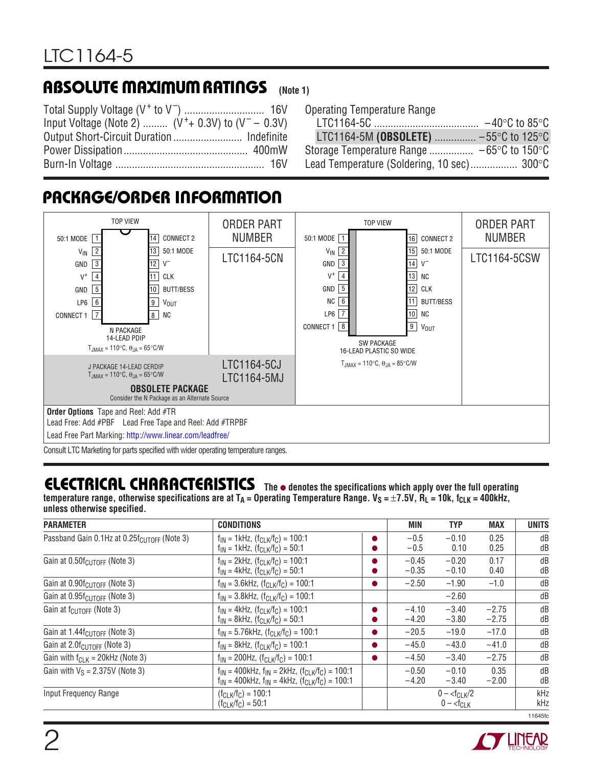## ABSOLUTE MAXIMUM RATINGS (Note 1)

Total Supply Voltage ($V^+$ to $V^-$) ............................ 16V
Input Voltage (Note 2) ......... ($V^+$+ 0.3V) to ($V^-$ – 0.3V)
Output Short-Circuit Duration ........................ Indefinite
Power Dissipation ............................................ 400mW
Burn-In Voltage ..................................................... 16V

Operating Temperature Range
LTC1164-5C ..................................... –40°C to 85°C
LTC1164-5M **(OBSOLETE)** .............. –55°C to 125°C
Storage Temperature Range ................ –65°C to 150°C
Lead Temperature (Soldering, 10 sec)................. 300°C

## PACKAGE/ORDER INFORMATION

| TOP VIEW | ORDER PART NUMBER | TOP VIEW | ORDER PART NUMBER |
|---|---|---|---|
| 1 50:1 MODE / 2 $V_{IN}$ / 3 GND / 4 $V^+$ / 5 GND / 6 LP6 / 7 CONNECT 1 / 8 NC / 9 $V_{OUT}$ / 10 BUTT/BESS / 11 CLK / 12 $V^-$ / 13 50:1 MODE / 14 CONNECT 2 — N PACKAGE 14-LEAD PDIP, $T_{JMAX}$ = 110°C, $\theta_{JA}$ = 65°C/W | LTC1164-5CN | 1 50:1 MODE / 2 $V_{IN}$ / 3 GND / 4 $V^+$ / 5 GND / 6 NC / 7 LP6 / 8 CONNECT 1 / 9 $V_{OUT}$ / 10 NC / 11 BUTT/BESS / 12 CLK / 13 NC / 14 $V^-$ / 15 50:1 MODE / 16 CONNECT 2 — SW PACKAGE 16-LEAD PLASTIC SO WIDE, $T_{JMAX}$ = 110°C, $\theta_{JA}$ = 85°C/W | LTC1164-5CSW |
| J PACKAGE 14-LEAD CERDIP, $T_{JMAX}$ = 110°C, $\theta_{JA}$ = 65°C/W — **OBSOLETE PACKAGE** Consider the N Package as an Alternate Source | LTC1164-5CJ, LTC1164-5MJ | | |

**Order Options** Tape and Reel: Add #TR
Lead Free: Add #PBF  Lead Free Tape and Reel: Add #TRPBF
Lead Free Part Marking: http://www.linear.com/leadfree/

Consult LTC Marketing for parts specified with wider operating temperature ranges.

## ELECTRICAL CHARACTERISTICS

**The ● denotes the specifications which apply over the full operating temperature range, otherwise specifications are at $T_A$ = Operating Temperature Range. $V_S$ = ±7.5V, $R_L$ = 10k, $f_{CLK}$ = 400kHz, unless otherwise specified.**

| PARAMETER | CONDITIONS | | MIN | TYP | MAX | UNITS |
|---|---|---|---|---|---|---|
| Passband Gain 0.1Hz at 0.25$f_{CUTOFF}$ (Note 3) | $f_{IN}$ = 1kHz, ($f_{CLK}/f_C$) = 100:1<br>$f_{IN}$ = 1kHz, ($f_{CLK}/f_C$) = 50:1 | ●<br>● | –0.5<br>–0.5 | –0.10<br>0.10 | 0.25<br>0.25 | dB<br>dB |
| Gain at 0.50$f_{CUTOFF}$ (Note 3) | $f_{IN}$ = 2kHz, ($f_{CLK}/f_C$) = 100:1<br>$f_{IN}$ = 4kHz, ($f_{CLK}/f_C$) = 50:1 | ●<br>● | –0.45<br>–0.35 | –0.20<br>–0.10 | 0.17<br>0.40 | dB<br>dB |
| Gain at 0.90$f_{CUTOFF}$ (Note 3) | $f_{IN}$ = 3.6kHz, ($f_{CLK}/f_C$) = 100:1 | ● | –2.50 | –1.90 | –1.0 | dB |
| Gain at 0.95$f_{CUTOFF}$ (Note 3) | $f_{IN}$ = 3.8kHz, ($f_{CLK}/f_C$) = 100:1 | | | –2.60 | | dB |
| Gain at $f_{CUTOFF}$ (Note 3) | $f_{IN}$ = 4kHz, ($f_{CLK}/f_C$) = 100:1<br>$f_{IN}$ = 8kHz, ($f_{CLK}/f_C$) = 50:1 | ●<br>● | –4.10<br>–4.20 | –3.40<br>–3.80 | –2.75<br>–2.75 | dB<br>dB |
| Gain at 1.44$f_{CUTOFF}$ (Note 3) | $f_{IN}$ = 5.76kHz, ($f_{CLK}/f_C$) = 100:1 | ● | –20.5 | –19.0 | –17.0 | dB |
| Gain at 2.0$f_{CUTOFF}$ (Note 3) | $f_{IN}$ = 8kHz, ($f_{CLK}/f_C$) = 100:1 | ● | –45.0 | –43.0 | –41.0 | dB |
| Gain with $f_{CLK}$ = 20kHz (Note 3) | $f_{IN}$ = 200Hz, ($f_{CLK}/f_C$) = 100:1 | ● | –4.50 | –3.40 | –2.75 | dB |
| Gain with $V_S$ = 2.375V (Note 3) | $f_{IN}$ = 400kHz, $f_{IN}$ = 2kHz, ($f_{CLK}/f_C$) = 100:1<br>$f_{IN}$ = 400kHz, $f_{IN}$ = 4kHz, ($f_{CLK}/f_C$) = 100:1 | | –0.50<br>–4.20 | –0.10<br>–3.40 | 0.35<br>–2.00 | dB<br>dB |
| Input Frequency Range | ($f_{CLK}/f_C$) = 100:1<br>($f_{CLK}/f_C$) = 50:1 | | | 0 – <$f_{CLK}$/2<br>0 – <$f_{CLK}$ | | kHz<br>kHz |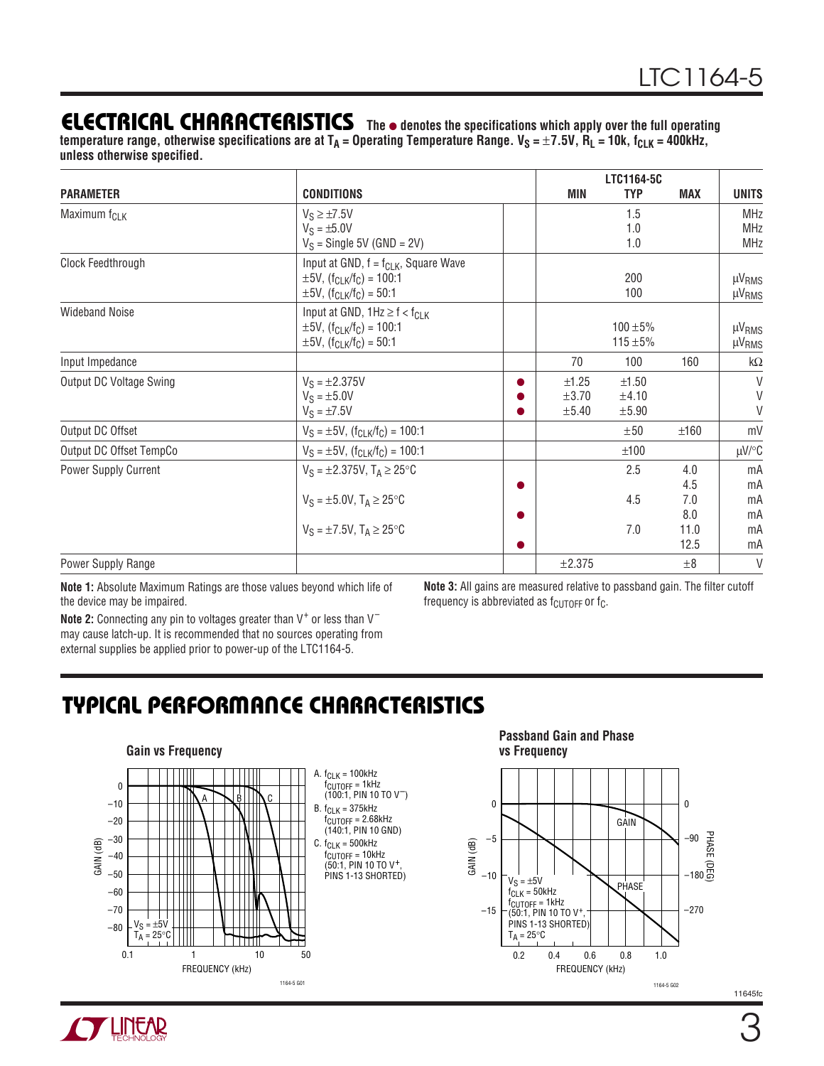## ELECTRICAL CHARACTERISTICS

**The ● denotes the specifications which apply over the full operating temperature range, otherwise specifications are at $T_A$ = Operating Temperature Range. $V_S = \pm 7.5V$, $R_L = 10k$, $f_{CLK} = 400kHz$, unless otherwise specified.**

| PARAMETER | CONDITIONS | | LTC1164-5C MIN | TYP | MAX | UNITS |
|---|---|---|---|---|---|---|
| Maximum $f_{CLK}$ | $V_S \geq \pm 7.5V$ | | | 1.5 | | MHz |
| | $V_S = \pm 5.0V$ | | | 1.0 | | MHz |
| | $V_S$ = Single 5V (GND = 2V) | | | 1.0 | | MHz |
| Clock Feedthrough | Input at GND, $f = f_{CLK}$, Square Wave | | | | | |
| | $\pm 5V$, $(f_{CLK}/f_C)$ = 100:1 | | | 200 | | $\mu V_{RMS}$ |
| | $\pm 5V$, $(f_{CLK}/f_C)$ = 50:1 | | | 100 | | $\mu V_{RMS}$ |
| Wideband Noise | Input at GND, $1Hz \geq f < f_{CLK}$ | | | | | |
| | $\pm 5V$, $(f_{CLK}/f_C)$ = 100:1 | | | 100 ±5% | | $\mu V_{RMS}$ |
| | $\pm 5V$, $(f_{CLK}/f_C)$ = 50:1 | | | 115 ±5% | | $\mu V_{RMS}$ |
| Input Impedance | | | 70 | 100 | 160 | kΩ |
| Output DC Voltage Swing | $V_S = \pm 2.375V$ | ● | ±1.25 | ±1.50 | | V |
| | $V_S = \pm 5.0V$ | ● | ±3.70 | ±4.10 | | V |
| | $V_S = \pm 7.5V$ | ● | ±5.40 | ±5.90 | | V |
| Output DC Offset | $V_S = \pm 5V$, $(f_{CLK}/f_C)$ = 100:1 | | | ±50 | ±160 | mV |
| Output DC Offset TempCo | $V_S = \pm 5V$, $(f_{CLK}/f_C)$ = 100:1 | | | ±100 | | μV/°C |
| Power Supply Current | $V_S = \pm 2.375V$, $T_A \geq 25°C$ | | | 2.5 | 4.0 | mA |
| | | ● | | | 4.5 | mA |
| | $V_S = \pm 5.0V$, $T_A \geq 25°C$ | | | 4.5 | 7.0 | mA |
| | | ● | | | 8.0 | mA |
| | $V_S = \pm 7.5V$, $T_A \geq 25°C$ | | | 7.0 | 11.0 | mA |
| | | ● | | | 12.5 | mA |
| Power Supply Range | | | ±2.375 | | ±8 | V |

**Note 1:** Absolute Maximum Ratings are those values beyond which life of the device may be impaired.

**Note 2:** Connecting any pin to voltages greater than $V^+$ or less than $V^-$ may cause latch-up. It is recommended that no sources operating from external supplies be applied prior to power-up of the LTC1164-5.

**Note 3:** All gains are measured relative to passband gain. The filter cutoff frequency is abbreviated as $f_{CUTOFF}$ or $f_C$.

## TYPICAL PERFORMANCE CHARACTERISTICS

**Gain vs Frequency**

A. $f_{CLK}$ = 100kHz, $f_{CUTOFF}$ = 1kHz (100:1, PIN 10 TO $V^-$)
B. $f_{CLK}$ = 375kHz, $f_{CUTOFF}$ = 2.68kHz (140:1, PIN 10 GND)
C. $f_{CLK}$ = 500kHz, $f_{CUTOFF}$ = 10kHz (50:1, PIN 10 TO $V^+$, PINS 1-13 SHORTED)

$V_S = \pm 5V$, $T_A = 25°C$

1164-5 G01

**Passband Gain and Phase vs Frequency**

$V_S = \pm 5V$, $f_{CLK}$ = 50kHz, $f_{CUTOFF}$ = 1kHz (50:1, PIN 10 TO $V^+$, PINS 1-13 SHORTED), $T_A = 25°C$

1164-5 G02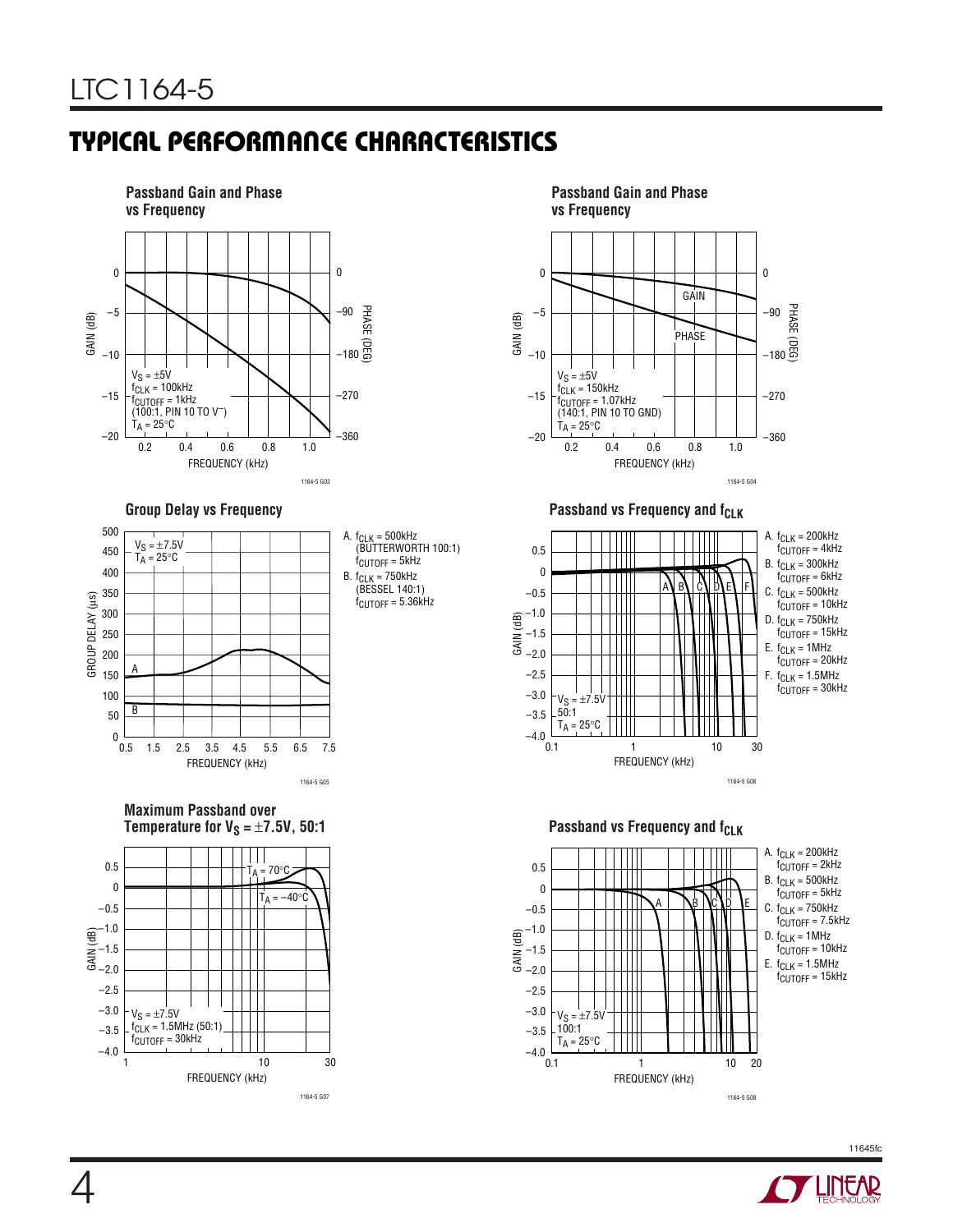## TYPICAL PERFORMANCE CHARACTERISTICS

**Passband Gain and Phase vs Frequency**

$V_S = \pm 5V$
$f_{CLK} = 100kHz$
$f_{CUTOFF} = 1kHz$
(100:1, PIN 10 TO $V^-$)
$T_A = 25°C$

GAIN (dB): 0, −5, −10, −15, −20
PHASE (DEG): 0, −90, −180, −270, −360
FREQUENCY (kHz): 0.2, 0.4, 0.6, 0.8, 1.0

1164-5 G03

**Passband Gain and Phase vs Frequency**

$V_S = \pm 5V$
$f_{CLK} = 150kHz$
$f_{CUTOFF} = 1.07kHz$
(140:1, PIN 10 TO GND)
$T_A = 25°C$

GAIN (dB): 0, −5, −10, −15, −20
PHASE (DEG): 0, −90, −180, −270, −360
FREQUENCY (kHz): 0.2, 0.4, 0.6, 0.8, 1.0

1164-5 G04

**Group Delay vs Frequency**

$V_S = \pm 7.5V$
$T_A = 25°C$

A. $f_{CLK} = 500kHz$ (BUTTERWORTH 100:1) $f_{CUTOFF} = 5kHz$
B. $f_{CLK} = 750kHz$ (BESSEL 140:1) $f_{CUTOFF} = 5.36kHz$

GROUP DELAY (µs): 0, 50, 100, 150, 200, 250, 300, 350, 400, 450, 500
FREQUENCY (kHz): 0.5, 1.5, 2.5, 3.5, 4.5, 5.5, 6.5, 7.5

1164-5 G05

**Passband vs Frequency and $f_{CLK}$**

$V_S = \pm 7.5V$
50:1
$T_A = 25°C$

A. $f_{CLK} = 200kHz$, $f_{CUTOFF} = 4kHz$
B. $f_{CLK} = 300kHz$, $f_{CUTOFF} = 6kHz$
C. $f_{CLK} = 500kHz$, $f_{CUTOFF} = 10kHz$
D. $f_{CLK} = 750kHz$, $f_{CUTOFF} = 15kHz$
E. $f_{CLK} = 1MHz$, $f_{CUTOFF} = 20kHz$
F. $f_{CLK} = 1.5MHz$, $f_{CUTOFF} = 30kHz$

GAIN (dB): 0.5, 0, −0.5, −1.0, −1.5, −2.0, −2.5, −3.0, −3.5, −4.0
FREQUENCY (kHz): 0.1, 1, 10, 30

1164-5 G06

**Maximum Passband over Temperature for $V_S = \pm 7.5V$, 50:1**

$T_A = 70°C$
$T_A = -40°C$

$V_S = \pm 7.5V$
$f_{CLK} = 1.5MHz$ (50:1)
$f_{CUTOFF} = 30kHz$

GAIN (dB): 0.5, 0, −0.5, −1.0, −1.5, −2.0, −2.5, −3.0, −3.5, −4.0
FREQUENCY (kHz): 1, 10, 30

1164-5 G07

**Passband vs Frequency and $f_{CLK}$**

$V_S = \pm 7.5V$
100:1
$T_A = 25°C$

A. $f_{CLK} = 200kHz$, $f_{CUTOFF} = 2kHz$
B. $f_{CLK} = 500kHz$, $f_{CUTOFF} = 5kHz$
C. $f_{CLK} = 750kHz$, $f_{CUTOFF} = 7.5kHz$
D. $f_{CLK} = 1MHz$, $f_{CUTOFF} = 10kHz$
E. $f_{CLK} = 1.5MHz$, $f_{CUTOFF} = 15kHz$

GAIN (dB): 0.5, 0, −0.5, −1.0, −1.5, −2.0, −2.5, −3.0, −3.5, −4.0
FREQUENCY (kHz): 0.1, 1, 10, 20

1164-5 G08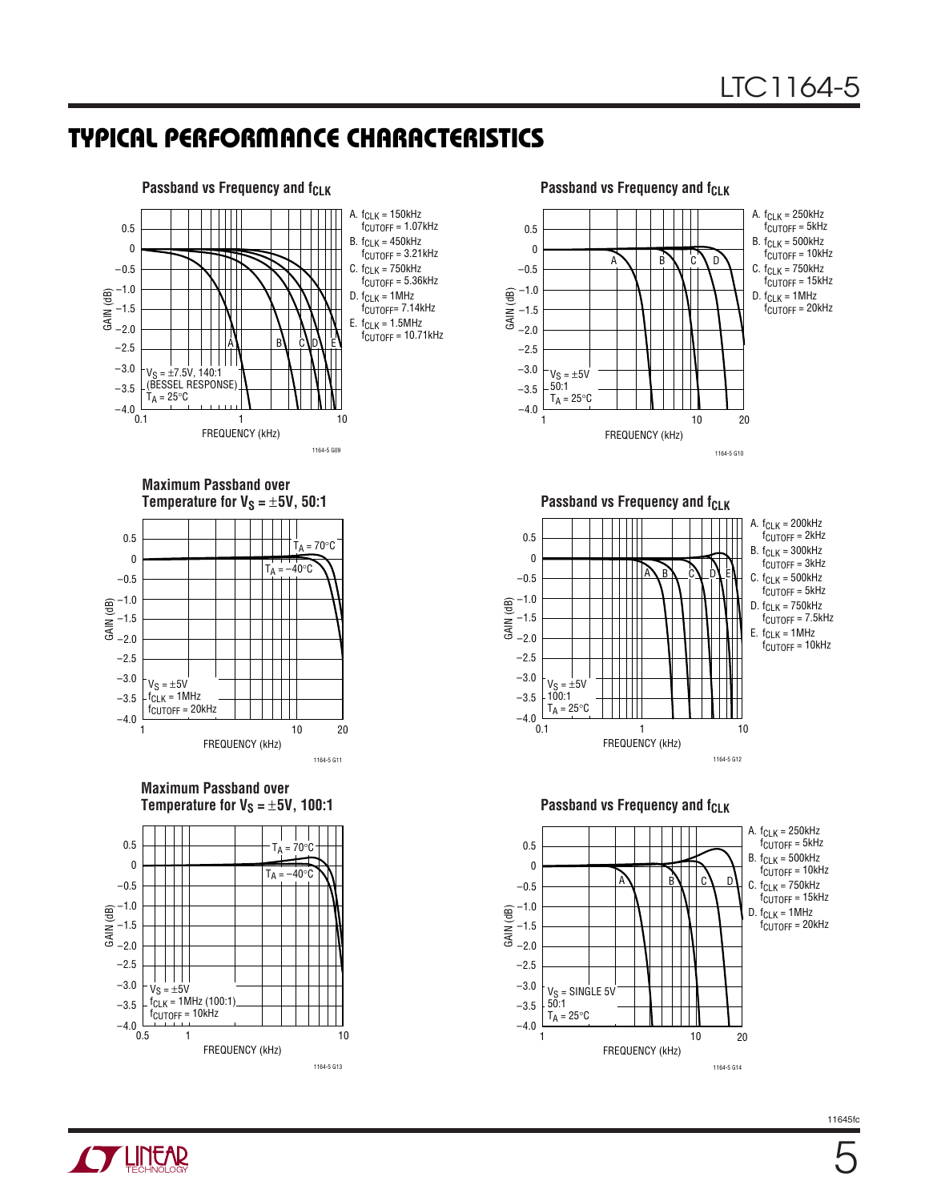## TYPICAL PERFORMANCE CHARACTERISTICS

**Passband vs Frequency and $f_{CLK}$**

A. $f_{CLK}$ = 150kHz, $f_{CUTOFF}$ = 1.07kHz
B. $f_{CLK}$ = 450kHz, $f_{CUTOFF}$ = 3.21kHz
C. $f_{CLK}$ = 750kHz, $f_{CUTOFF}$ = 5.36kHz
D. $f_{CLK}$ = 1MHz, $f_{CUTOFF}$ = 7.14kHz
E. $f_{CLK}$ = 1.5MHz, $f_{CUTOFF}$ = 10.71kHz

$V_S$ = ±7.5V, 140:1 (BESSEL RESPONSE), $T_A$ = 25°C

1164-5 G09

**Passband vs Frequency and $f_{CLK}$**

A. $f_{CLK}$ = 250kHz, $f_{CUTOFF}$ = 5kHz
B. $f_{CLK}$ = 500kHz, $f_{CUTOFF}$ = 10kHz
C. $f_{CLK}$ = 750kHz, $f_{CUTOFF}$ = 15kHz
D. $f_{CLK}$ = 1MHz, $f_{CUTOFF}$ = 20kHz

$V_S$ = ±5V, 50:1, $T_A$ = 25°C

1164-5 G10

**Maximum Passband over Temperature for $V_S$ = ±5V, 50:1**

$T_A$ = 70°C, $T_A$ = –40°C

$V_S$ = ±5V, $f_{CLK}$ = 1MHz, $f_{CUTOFF}$ = 20kHz

1164-5 G11

**Passband vs Frequency and $f_{CLK}$**

A. $f_{CLK}$ = 200kHz, $f_{CUTOFF}$ = 2kHz
B. $f_{CLK}$ = 300kHz, $f_{CUTOFF}$ = 3kHz
C. $f_{CLK}$ = 500kHz, $f_{CUTOFF}$ = 5kHz
D. $f_{CLK}$ = 750kHz, $f_{CUTOFF}$ = 7.5kHz
E. $f_{CLK}$ = 1MHz, $f_{CUTOFF}$ = 10kHz

$V_S$ = ±5V, 100:1, $T_A$ = 25°C

1164-5 G12

**Maximum Passband over Temperature for $V_S$ = ±5V, 100:1**

$T_A$ = 70°C, $T_A$ = –40°C

$V_S$ = ±5V, $f_{CLK}$ = 1MHz (100:1), $f_{CUTOFF}$ = 10kHz

1164-5 G13

**Passband vs Frequency and $f_{CLK}$**

A. $f_{CLK}$ = 250kHz, $f_{CUTOFF}$ = 5kHz
B. $f_{CLK}$ = 500kHz, $f_{CUTOFF}$ = 10kHz
C. $f_{CLK}$ = 750kHz, $f_{CUTOFF}$ = 15kHz
D. $f_{CLK}$ = 1MHz, $f_{CUTOFF}$ = 20kHz

$V_S$ = SINGLE 5V, 50:1, $T_A$ = 25°C

1164-5 G14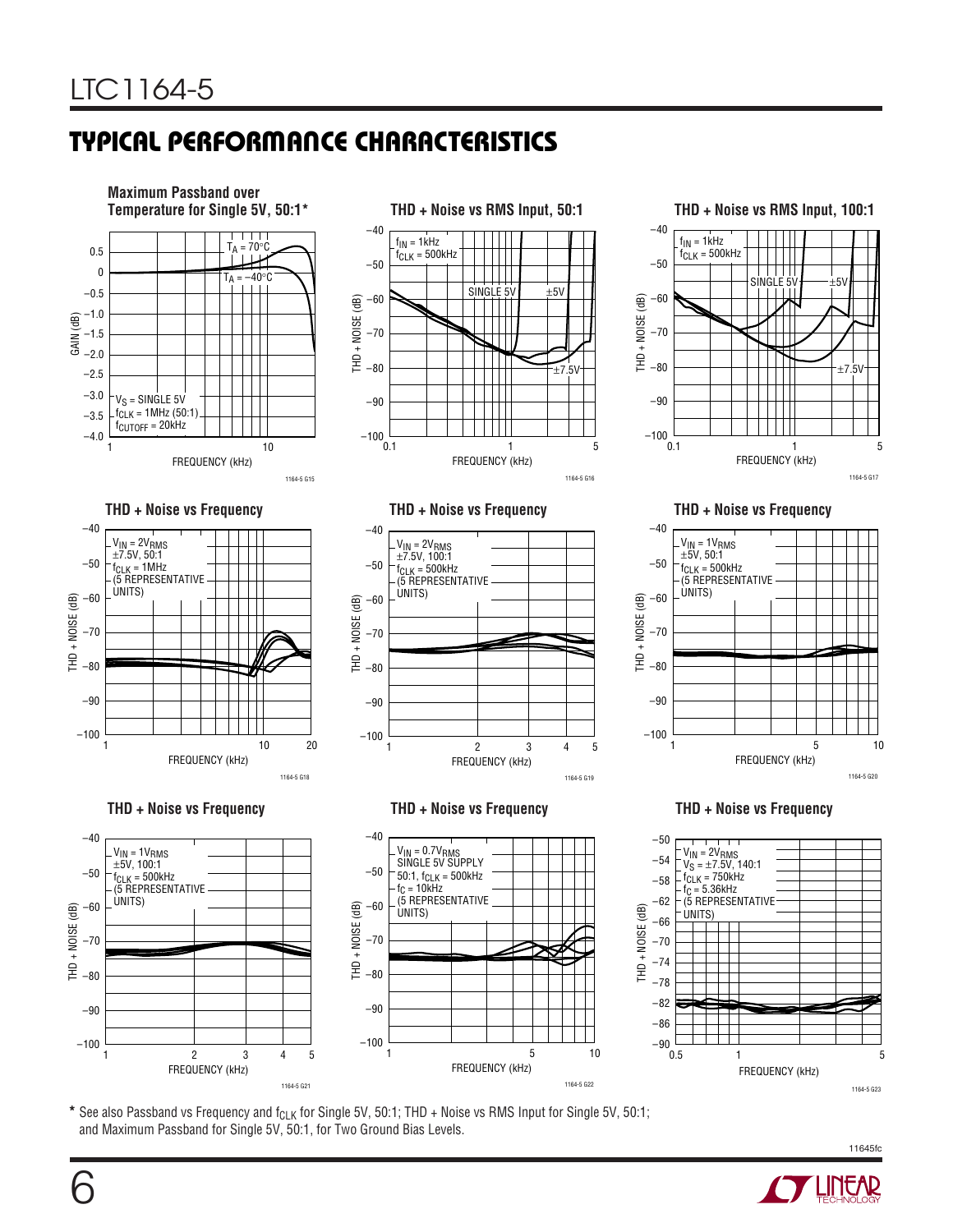## TYPICAL PERFORMANCE CHARACTERISTICS

**Maximum Passband over Temperature for Single 5V, 50:1***

$T_A = 70°C$, $T_A = -40°C$

$V_S$ = SINGLE 5V
$f_{CLK}$ = 1MHz (50:1)
$f_{CUTOFF}$ = 20kHz

GAIN (dB) vs FREQUENCY (kHz)

1164-5 G15

**THD + Noise vs RMS Input, 50:1**

$f_{IN}$ = 1kHz
$f_{CLK}$ = 500kHz

SINGLE 5V, ±5V, ±7.5V

THD + NOISE (dB) vs FREQUENCY (kHz)

1164-5 G16

**THD + Noise vs RMS Input, 100:1**

$f_{IN}$ = 1kHz
$f_{CLK}$ = 500kHz

SINGLE 5V, ±5V, ±7.5V

THD + NOISE (dB) vs FREQUENCY (kHz)

1164-5 G17

**THD + Noise vs Frequency**

$V_{IN} = 2V_{RMS}$
±7.5V, 50:1
$f_{CLK}$ = 1MHz
(5 REPRESENTATIVE UNITS)

THD + NOISE (dB) vs FREQUENCY (kHz)

1164-5 G18

**THD + Noise vs Frequency**

$V_{IN} = 2V_{RMS}$
±7.5V, 100:1
$f_{CLK}$ = 500kHz
(5 REPRESENTATIVE UNITS)

THD + NOISE (dB) vs FREQUENCY (kHz)

1164-5 G19

**THD + Noise vs Frequency**

$V_{IN} = 1V_{RMS}$
±5V, 50:1
$f_{CLK}$ = 500kHz
(5 REPRESENTATIVE UNITS)

THD + NOISE (dB) vs FREQUENCY (kHz)

1164-5 G20

**THD + Noise vs Frequency**

$V_{IN} = 1V_{RMS}$
±5V, 100:1
$f_{CLK}$ = 500kHz
(5 REPRESENTATIVE UNITS)

THD + NOISE (dB) vs FREQUENCY (kHz)

1164-5 G21

**THD + Noise vs Frequency**

$V_{IN} = 0.7V_{RMS}$
SINGLE 5V SUPPLY
50:1, $f_{CLK}$ = 500kHz
$f_C$ = 10kHz
(5 REPRESENTATIVE UNITS)

THD + NOISE (dB) vs FREQUENCY (kHz)

1164-5 G22

**THD + Noise vs Frequency**

$V_{IN} = 2V_{RMS}$
$V_S$ = ±7.5V, 140:1
$f_{CLK}$ = 750kHz
$f_C$ = 5.36kHz
(5 REPRESENTATIVE UNITS)

THD + NOISE (dB) vs FREQUENCY (kHz)

1164-5 G23

* See also Passband vs Frequency and $f_{CLK}$ for Single 5V, 50:1; THD + Noise vs RMS Input for Single 5V, 50:1; and Maximum Passband for Single 5V, 50:1, for Two Ground Bias Levels.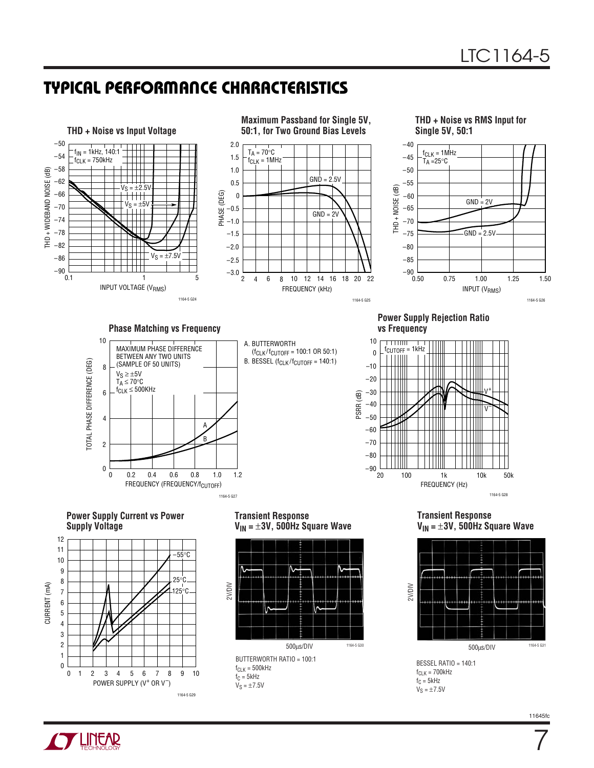## TYPICAL PERFORMANCE CHARACTERISTICS

**THD + Noise vs Input Voltage**

$f_{IN}$ = 1kHz, 140:1
$f_{CLK}$ = 750kHz

$V_S$ = ±2.5V
$V_S$ = ±5V
$V_S$ = ±7.5V

THD + WIDEBAND NOISE (dB)

INPUT VOLTAGE ($V_{RMS}$)

1164-5 G24

**Maximum Passband for Single 5V, 50:1, for Two Ground Bias Levels**

$T_A$ = 70°C
$f_{CLK}$ = 1MHz

GND = 2.5V
GND = 2V

PHASE (DEG)

FREQUENCY (kHz)

1164-5 G25

**THD + Noise vs RMS Input for Single 5V, 50:1**

$f_{CLK}$ = 1MHz
$T_A$ =25°C

GND = 2V
GND = 2.5V

THD + NOISE (dB)

INPUT ($V_{RMS}$)

1164-5 G26

**Phase Matching vs Frequency**

MAXIMUM PHASE DIFFERENCE BETWEEN ANY TWO UNITS (SAMPLE OF 50 UNITS)
$V_S$ ≥ ±5V
$T_A$ ≤ 70°C
$f_{CLK}$ ≤ 500KHz

A. BUTTERWORTH ($f_{CLK}/f_{CUTOFF}$ = 100:1 OR 50:1)
B. BESSEL ($f_{CLK}/f_{CUTOFF}$ = 140:1)

TOTAL PHASE DIFFERENCE (DEG)

FREQUENCY (FREQUENCY/$f_{CUTOFF}$)

1164-5 G27

**Power Supply Rejection Ratio vs Frequency**

$f_{CUTOFF}$ = 1kHz

$V^+$
$V^-$

PSRR (dB)

FREQUENCY (Hz)

1164-5 G28

**Power Supply Current vs Power Supply Voltage**

–55°C
25°C
125°C

CURRENT (mA)

POWER SUPPLY ($V^+$ OR $V^-$)

1164-5 G29

**Transient Response $V_{IN}$ = ±3V, 500Hz Square Wave**

2V/DIV

500µs/DIV

1164-5 G30

BUTTERWORTH RATIO = 100:1
$f_{CLK}$ = 500kHz
$f_C$ = 5kHz
$V_S$ = ±7.5V

**Transient Response $V_{IN}$ = ±3V, 500Hz Square Wave**

2V/DIV

500µs/DIV

1164-5 G31

BESSEL RATIO = 140:1
$f_{CLK}$ = 700kHz
$f_C$ = 5kHz
$V_S$ = ±7.5V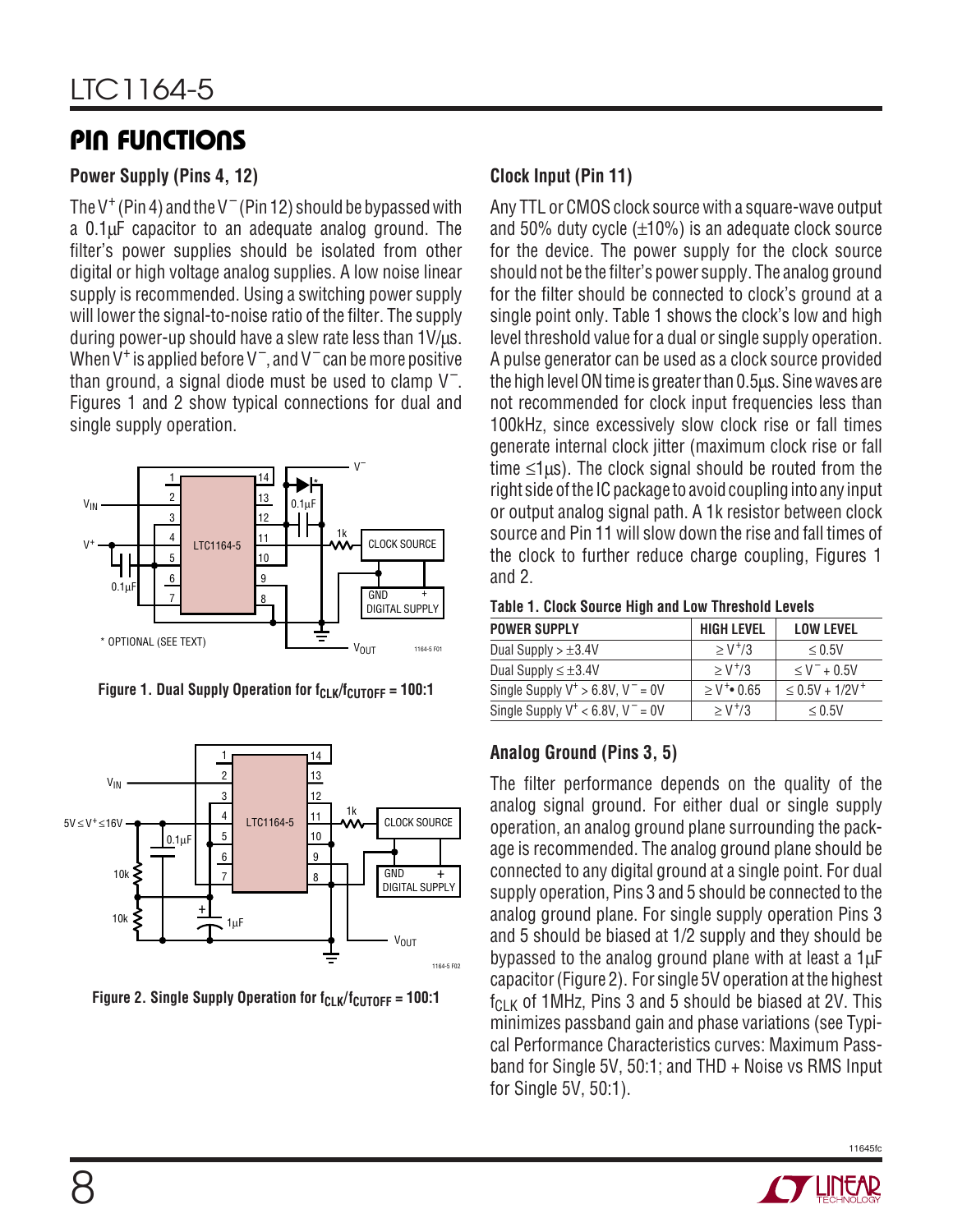## PIN FUNCTIONS

### Power Supply (Pins 4, 12)

The $V^+$ (Pin 4) and the $V^-$ (Pin 12) should be bypassed with a 0.1µF capacitor to an adequate analog ground. The filter's power supplies should be isolated from other digital or high voltage analog supplies. A low noise linear supply is recommended. Using a switching power supply will lower the signal-to-noise ratio of the filter. The supply during power-up should have a slew rate less than 1V/µs. When $V^+$ is applied before $V^-$, and $V^-$ can be more positive than ground, a signal diode must be used to clamp $V^-$. Figures 1 and 2 show typical connections for dual and single supply operation.

Figure 1. Dual Supply Operation for $f_{CLK}/f_{CUTOFF}$ = 100:1

Figure 2. Single Supply Operation for $f_{CLK}/f_{CUTOFF}$ = 100:1

### Clock Input (Pin 11)

Any TTL or CMOS clock source with a square-wave output and 50% duty cycle (±10%) is an adequate clock source for the device. The power supply for the clock source should not be the filter's power supply. The analog ground for the filter should be connected to clock's ground at a single point only. Table 1 shows the clock's low and high level threshold value for a dual or single supply operation. A pulse generator can be used as a clock source provided the high level ON time is greater than 0.5µs. Sine waves are not recommended for clock input frequencies less than 100kHz, since excessively slow clock rise or fall times generate internal clock jitter (maximum clock rise or fall time ≤1µs). The clock signal should be routed from the right side of the IC package to avoid coupling into any input or output analog signal path. A 1k resistor between clock source and Pin 11 will slow down the rise and fall times of the clock to further reduce charge coupling, Figures 1 and 2.

**Table 1. Clock Source High and Low Threshold Levels**

| POWER SUPPLY | HIGH LEVEL | LOW LEVEL |
|---|---|---|
| Dual Supply > ±3.4V | $\geq V^+/3$ | ≤ 0.5V |
| Dual Supply ≤ ±3.4V | $\geq V^+/3$ | $\leq V^- + 0.5V$ |
| Single Supply $V^+ > 6.8V$, $V^- = 0V$ | $\geq V^+ \bullet 0.65$ | $\leq 0.5V + 1/2V^+$ |
| Single Supply $V^+ < 6.8V$, $V^- = 0V$ | $\geq V^+/3$ | ≤ 0.5V |

### Analog Ground (Pins 3, 5)

The filter performance depends on the quality of the analog signal ground. For either dual or single supply operation, an analog ground plane surrounding the package is recommended. The analog ground plane should be connected to any digital ground at a single point. For dual supply operation, Pins 3 and 5 should be connected to the analog ground plane. For single supply operation Pins 3 and 5 should be biased at 1/2 supply and they should be bypassed to the analog ground plane with at least a 1µF capacitor (Figure 2). For single 5V operation at the highest $f_{CLK}$ of 1MHz, Pins 3 and 5 should be biased at 2V. This minimizes passband gain and phase variations (see Typical Performance Characteristics curves: Maximum Passband for Single 5V, 50:1; and THD + Noise vs RMS Input for Single 5V, 50:1).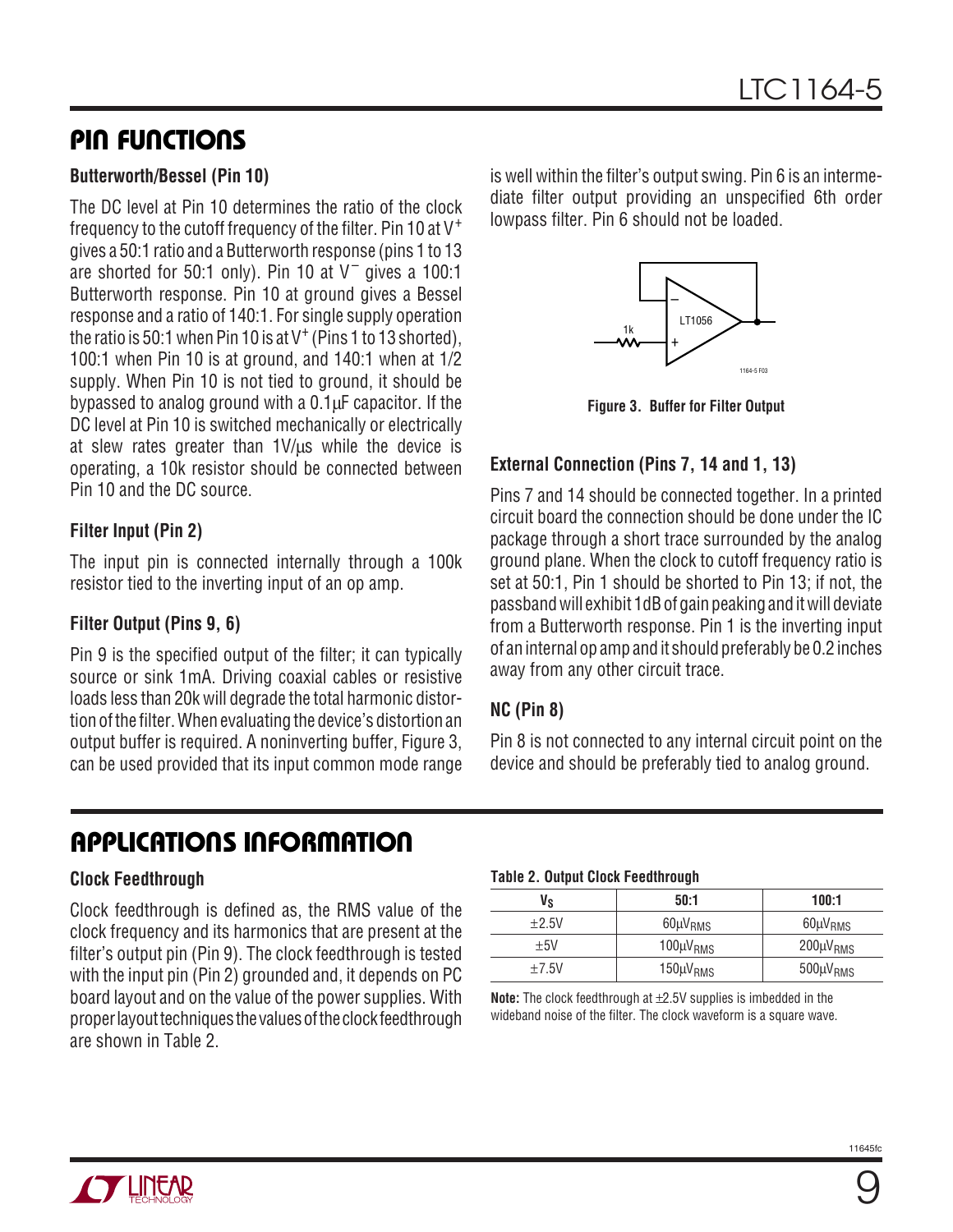## PIN FUNCTIONS

### Butterworth/Bessel (Pin 10)

The DC level at Pin 10 determines the ratio of the clock frequency to the cutoff frequency of the filter. Pin 10 at $V^+$ gives a 50:1 ratio and a Butterworth response (pins 1 to 13 are shorted for 50:1 only). Pin 10 at $V^-$ gives a 100:1 Butterworth response. Pin 10 at ground gives a Bessel response and a ratio of 140:1. For single supply operation the ratio is 50:1 when Pin 10 is at $V^+$ (Pins 1 to 13 shorted), 100:1 when Pin 10 is at ground, and 140:1 when at 1/2 supply. When Pin 10 is not tied to ground, it should be bypassed to analog ground with a 0.1µF capacitor. If the DC level at Pin 10 is switched mechanically or electrically at slew rates greater than 1V/µs while the device is operating, a 10k resistor should be connected between Pin 10 and the DC source.

### Filter Input (Pin 2)

The input pin is connected internally through a 100k resistor tied to the inverting input of an op amp.

### Filter Output (Pins 9, 6)

Pin 9 is the specified output of the filter; it can typically source or sink 1mA. Driving coaxial cables or resistive loads less than 20k will degrade the total harmonic distortion of the filter. When evaluating the device's distortion an output buffer is required. A noninverting buffer, Figure 3, can be used provided that its input common mode range is well within the filter's output swing. Pin 6 is an intermediate filter output providing an unspecified 6th order lowpass filter. Pin 6 should not be loaded.

**Figure 3. Buffer for Filter Output**

### External Connection (Pins 7, 14 and 1, 13)

Pins 7 and 14 should be connected together. In a printed circuit board the connection should be done under the IC package through a short trace surrounded by the analog ground plane. When the clock to cutoff frequency ratio is set at 50:1, Pin 1 should be shorted to Pin 13; if not, the passband will exhibit 1dB of gain peaking and it will deviate from a Butterworth response. Pin 1 is the inverting input of an internal op amp and it should preferably be 0.2 inches away from any other circuit trace.

### NC (Pin 8)

Pin 8 is not connected to any internal circuit point on the device and should be preferably tied to analog ground.

## APPLICATIONS INFORMATION

### Clock Feedthrough

Clock feedthrough is defined as, the RMS value of the clock frequency and its harmonics that are present at the filter's output pin (Pin 9). The clock feedthrough is tested with the input pin (Pin 2) grounded and, it depends on PC board layout and on the value of the power supplies. With proper layout techniques the values of the clock feedthrough are shown in Table 2.

**Table 2. Output Clock Feedthrough**

| $V_S$ | 50:1 | 100:1 |
|---|---|---|
| ±2.5V | $60\mu V_{RMS}$ | $60\mu V_{RMS}$ |
| ±5V | $100\mu V_{RMS}$ | $200\mu V_{RMS}$ |
| ±7.5V | $150\mu V_{RMS}$ | $500\mu V_{RMS}$ |

**Note:** The clock feedthrough at ±2.5V supplies is imbedded in the wideband noise of the filter. The clock waveform is a square wave.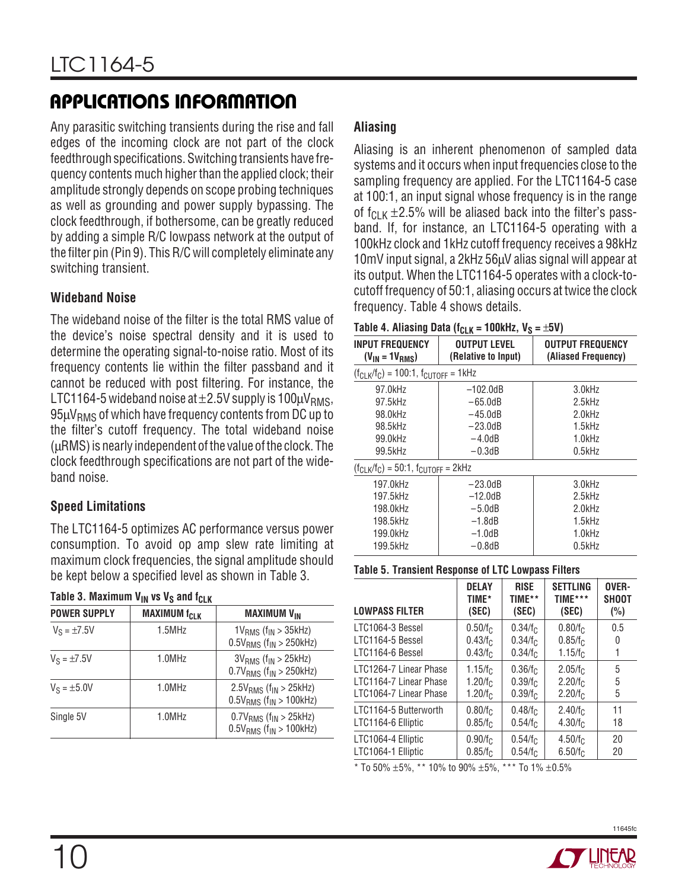## APPLICATIONS INFORMATION

Any parasitic switching transients during the rise and fall edges of the incoming clock are not part of the clock feedthrough specifications. Switching transients have frequency contents much higher than the applied clock; their amplitude strongly depends on scope probing techniques as well as grounding and power supply bypassing. The clock feedthrough, if bothersome, can be greatly reduced by adding a simple R/C lowpass network at the output of the filter pin (Pin 9). This R/C will completely eliminate any switching transient.

### Wideband Noise

The wideband noise of the filter is the total RMS value of the device's noise spectral density and it is used to determine the operating signal-to-noise ratio. Most of its frequency contents lie within the filter passband and it cannot be reduced with post filtering. For instance, the LTC1164-5 wideband noise at ±2.5V supply is $100\mu V_{RMS}$, $95\mu V_{RMS}$ of which have frequency contents from DC up to the filter's cutoff frequency. The total wideband noise (μRMS) is nearly independent of the value of the clock. The clock feedthrough specifications are not part of the wideband noise.

### Speed Limitations

The LTC1164-5 optimizes AC performance versus power consumption. To avoid op amp slew rate limiting at maximum clock frequencies, the signal amplitude should be kept below a specified level as shown in Table 3.

**Table 3. Maximum $V_{IN}$ vs $V_S$ and $f_{CLK}$**

| POWER SUPPLY | MAXIMUM $f_{CLK}$ | MAXIMUM $V_{IN}$ |
|---|---|---|
| $V_S$ = ±7.5V | 1.5MHz | $1V_{RMS}$ ($f_{IN}$ > 35kHz)<br>$0.5V_{RMS}$ ($f_{IN}$ > 250kHz) |
| $V_S$ = ±7.5V | 1.0MHz | $3V_{RMS}$ ($f_{IN}$ > 25kHz)<br>$0.7V_{RMS}$ ($f_{IN}$ > 250kHz) |
| $V_S$ = ±5.0V | 1.0MHz | $2.5V_{RMS}$ ($f_{IN}$ > 25kHz)<br>$0.5V_{RMS}$ ($f_{IN}$ > 100kHz) |
| Single 5V | 1.0MHz | $0.7V_{RMS}$ ($f_{IN}$ > 25kHz)<br>$0.5V_{RMS}$ ($f_{IN}$ > 100kHz) |

### Aliasing

Aliasing is an inherent phenomenon of sampled data systems and it occurs when input frequencies close to the sampling frequency are applied. For the LTC1164-5 case at 100:1, an input signal whose frequency is in the range of $f_{CLK}$ ±2.5% will be aliased back into the filter's passband. If, for instance, an LTC1164-5 operating with a 100kHz clock and 1kHz cutoff frequency receives a 98kHz 10mV input signal, a 2kHz 56μV alias signal will appear at its output. When the LTC1164-5 operates with a clock-to-cutoff frequency of 50:1, aliasing occurs at twice the clock frequency. Table 4 shows details.

**Table 4. Aliasing Data ($f_{CLK}$ = 100kHz, $V_S$ = ±5V)**

| INPUT FREQUENCY ($V_{IN} = 1V_{RMS}$) | OUTPUT LEVEL (Relative to Input) | OUTPUT FREQUENCY (Aliased Frequency) |
|---|---|---|
| ($f_{CLK}/f_C$) = 100:1, $f_{CUTOFF}$ = 1kHz | | |
| 97.0kHz | –102.0dB | 3.0kHz |
| 97.5kHz | –65.0dB | 2.5kHz |
| 98.0kHz | –45.0dB | 2.0kHz |
| 98.5kHz | –23.0dB | 1.5kHz |
| 99.0kHz | –4.0dB | 1.0kHz |
| 99.5kHz | –0.3dB | 0.5kHz |
| ($f_{CLK}/f_C$) = 50:1, $f_{CUTOFF}$ = 2kHz | | |
| 197.0kHz | –23.0dB | 3.0kHz |
| 197.5kHz | –12.0dB | 2.5kHz |
| 198.0kHz | –5.0dB | 2.0kHz |
| 198.5kHz | –1.8dB | 1.5kHz |
| 199.0kHz | –1.0dB | 1.0kHz |
| 199.5kHz | –0.8dB | 0.5kHz |

**Table 5. Transient Response of LTC Lowpass Filters**

| LOWPASS FILTER | DELAY TIME* (SEC) | RISE TIME** (SEC) | SETTLING TIME*** (SEC) | OVER-SHOOT (%) |
|---|---|---|---|---|
| LTC1064-3 Bessel | $0.50/f_C$ | $0.34/f_C$ | $0.80/f_C$ | 0.5 |
| LTC1164-5 Bessel | $0.43/f_C$ | $0.34/f_C$ | $0.85/f_C$ | 0 |
| LTC1164-6 Bessel | $0.43/f_C$ | $0.34/f_C$ | $1.15/f_C$ | 1 |
| LTC1264-7 Linear Phase | $1.15/f_C$ | $0.36/f_C$ | $2.05/f_C$ | 5 |
| LTC1164-7 Linear Phase | $1.20/f_C$ | $0.39/f_C$ | $2.20/f_C$ | 5 |
| LTC1064-7 Linear Phase | $1.20/f_C$ | $0.39/f_C$ | $2.20/f_C$ | 5 |
| LTC1164-5 Butterworth | $0.80/f_C$ | $0.48/f_C$ | $2.40/f_C$ | 11 |
| LTC1164-6 Elliptic | $0.85/f_C$ | $0.54/f_C$ | $4.30/f_C$ | 18 |
| LTC1064-4 Elliptic | $0.90/f_C$ | $0.54/f_C$ | $4.50/f_C$ | 20 |
| LTC1064-1 Elliptic | $0.85/f_C$ | $0.54/f_C$ | $6.50/f_C$ | 20 |

\* To 50% ±5%, ** 10% to 90% ±5%, *** To 1% ±0.5%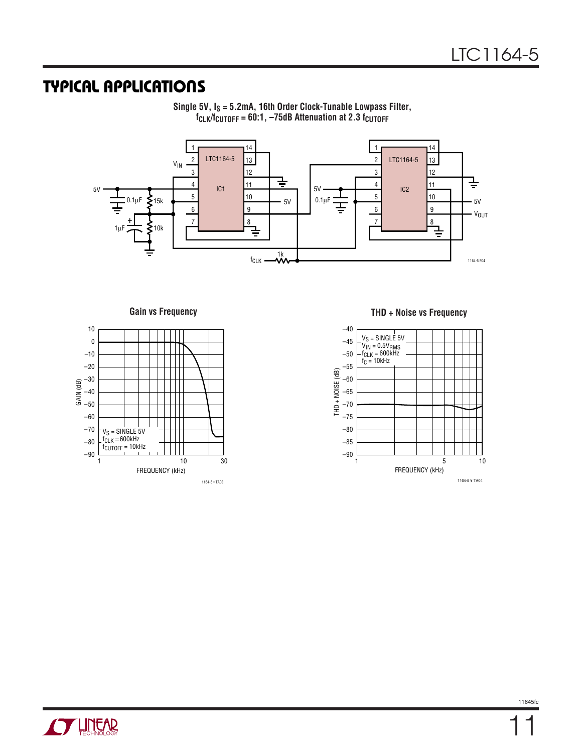## TYPICAL APPLICATIONS

**Single 5V, $I_S$ = 5.2mA, 16th Order Clock-Tunable Lowpass Filter, $f_{CLK}/f_{CUTOFF}$ = 60:1, –75dB Attenuation at 2.3 $f_{CUTOFF}$**

**Gain vs Frequency**

**THD + Noise vs Frequency**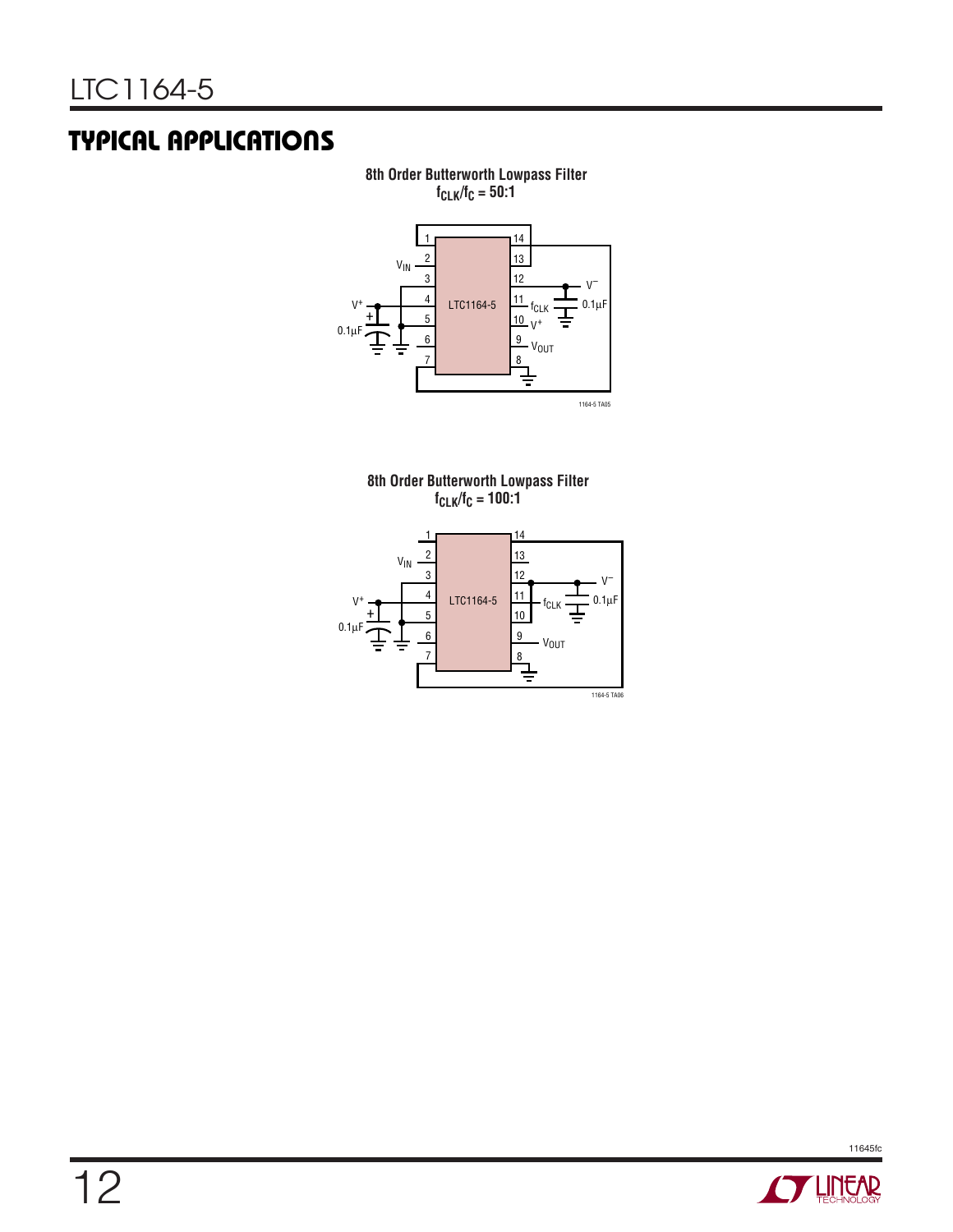## TYPICAL APPLICATIONS

**8th Order Butterworth Lowpass Filter**
**$f_{CLK}/f_C$ = 50:1**

1 2 3 4 5 6 7 14 13 12 11 10 9 8

$V_{IN}$ $V^+$ + 0.1µF LTC1164-5 $V^-$ $f_{CLK}$ 0.1µF $V^+$ $V_{OUT}$

1164-5 TA05

**8th Order Butterworth Lowpass Filter**
**$f_{CLK}/f_C$ = 100:1**

1 2 3 4 5 6 7 14 13 12 11 10 9 8

$V_{IN}$ $V^+$ + 0.1µF LTC1164-5 $V^-$ $f_{CLK}$ 0.1µF $V_{OUT}$

1164-5 TA06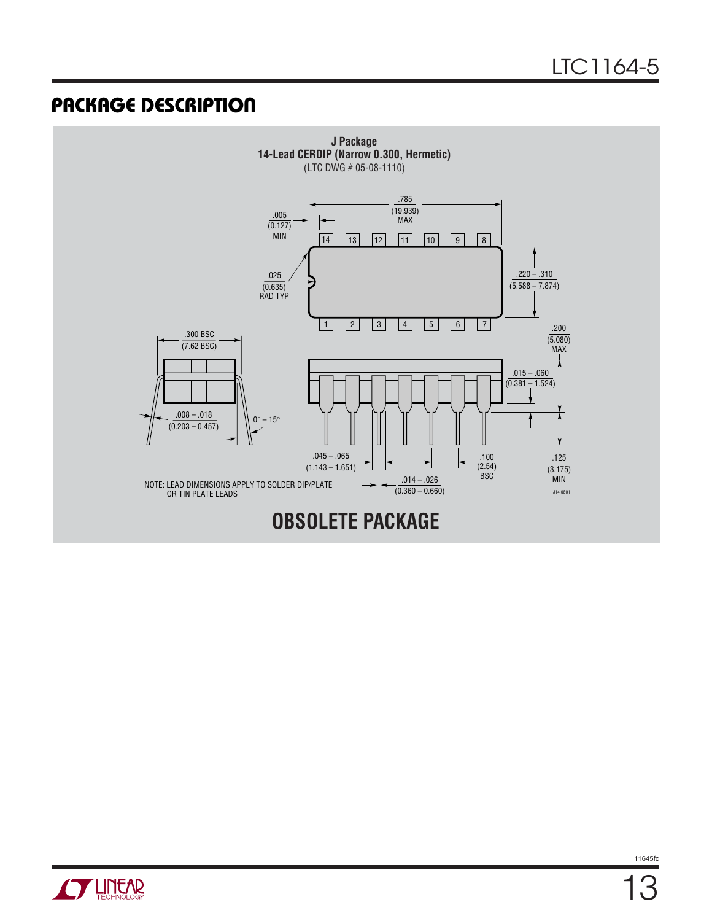## PACKAGE DESCRIPTION

**J Package**
**14-Lead CERDIP (Narrow 0.300, Hermetic)**
(LTC DWG # 05-08-1110)

.785 (19.939) MAX

.005 (0.127) MIN

.025 (0.635) RAD TYP

.220 – .310 (5.588 – 7.874)

.200 (5.080) MAX

.300 BSC (7.62 BSC)

.015 – .060 (0.381 – 1.524)

.008 – .018 (0.203 – 0.457)

0° – 15°

.045 – .065 (1.143 – 1.651)

.100 (2.54) BSC

.125 (3.175) MIN

.014 – .026 (0.360 – 0.660)

NOTE: LEAD DIMENSIONS APPLY TO SOLDER DIP/PLATE OR TIN PLATE LEADS

J14 0801

**OBSOLETE PACKAGE**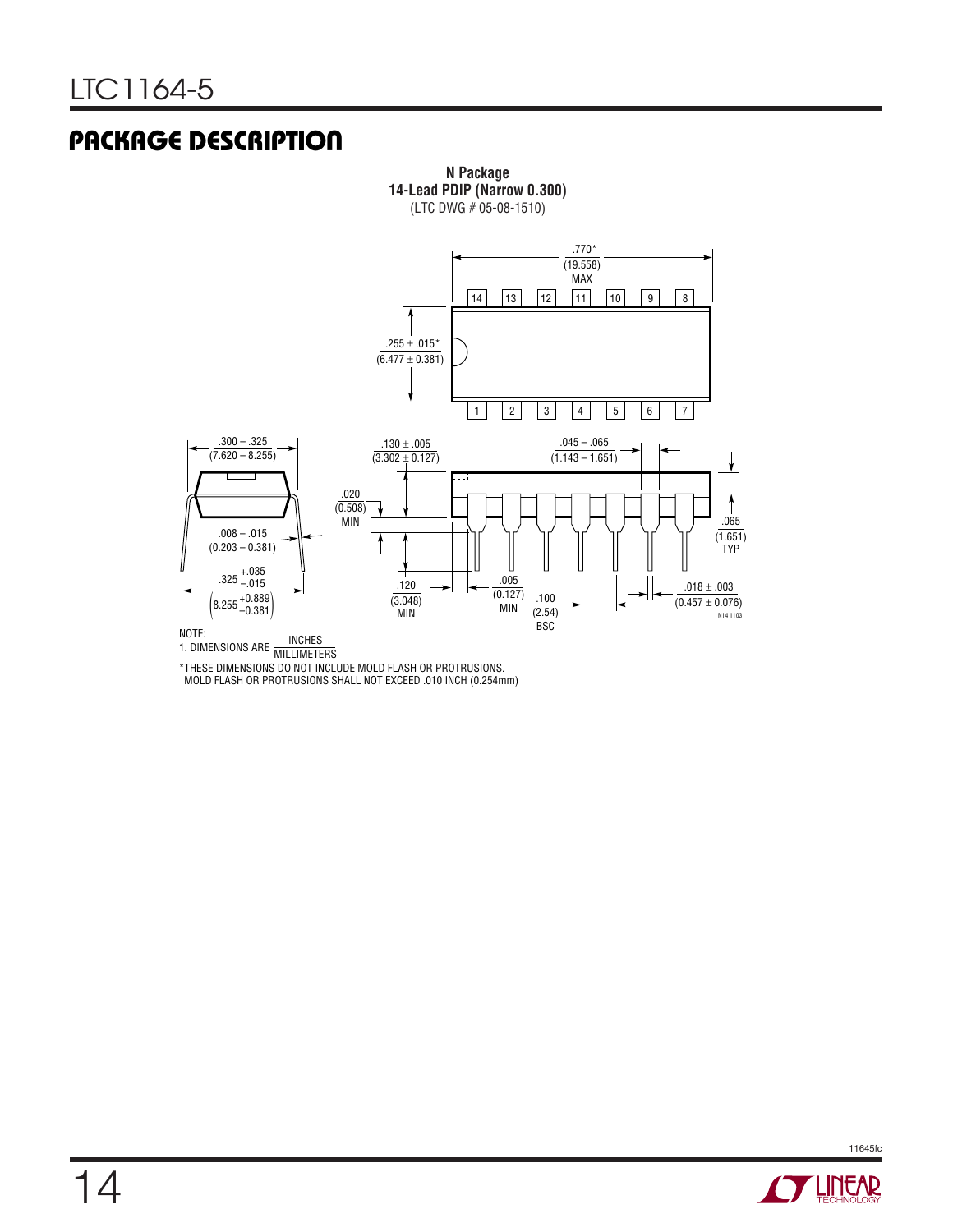## PACKAGE DESCRIPTION

**N Package**
**14-Lead PDIP (Narrow 0.300)**
(LTC DWG # 05-08-1510)

.770* (19.558) MAX

.255 ± .015* (6.477 ± 0.381)

.300 – .325 (7.620 – 8.255)

.130 ± .005 (3.302 ± 0.127)

.045 – .065 (1.143 – 1.651)

.020 (0.508) MIN

.065 (1.651) TYP

.008 – .015 (0.203 – 0.381)

.325 +.035/–.015 (8.255 +0.889/–0.381)

.120 (3.048) MIN

.005 (0.127) MIN

.100 (2.54) BSC

.018 ± .003 (0.457 ± 0.076)

N14 1103

NOTE:
1. DIMENSIONS ARE INCHES/MILLIMETERS

*THESE DIMENSIONS DO NOT INCLUDE MOLD FLASH OR PROTRUSIONS.
MOLD FLASH OR PROTRUSIONS SHALL NOT EXCEED .010 INCH (0.254mm)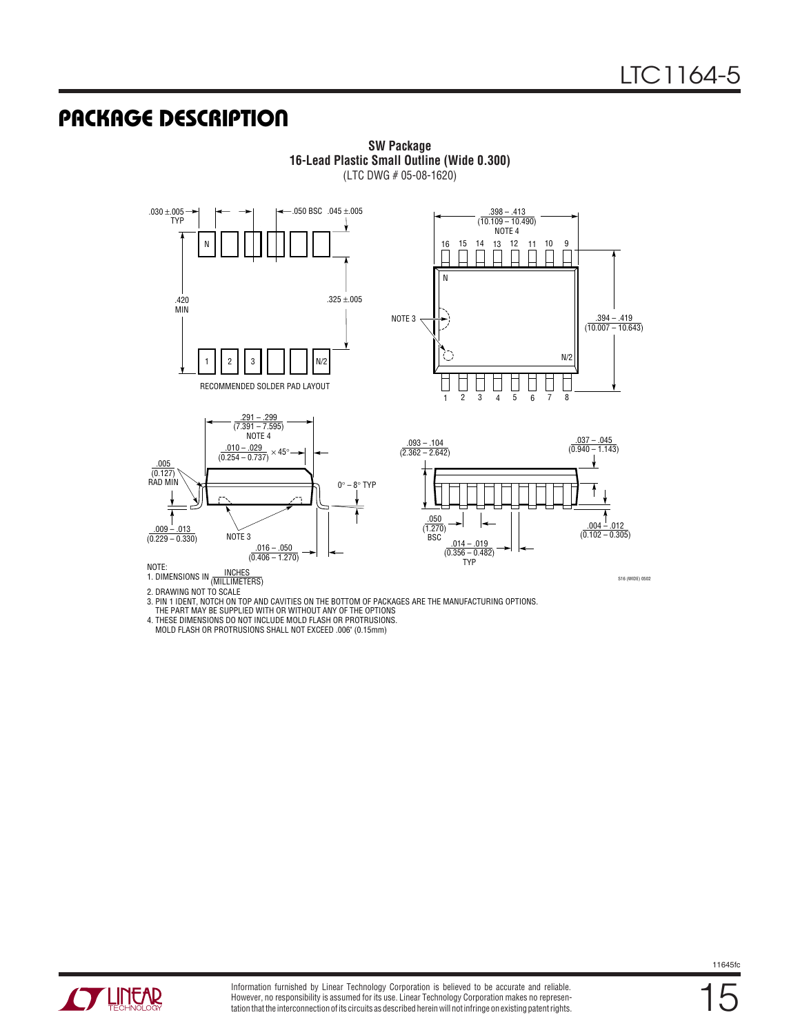## PACKAGE DESCRIPTION

**SW Package**
**16-Lead Plastic Small Outline (Wide 0.300)**
(LTC DWG # 05-08-1620)

.030 ±.005 TYP

.050 BSC

.045 ±.005

.420 MIN

.325 ±.005

RECOMMENDED SOLDER PAD LAYOUT

.398 – .413 (10.109 – 10.490) NOTE 4

NOTE 3

.394 – .419 (10.007 – 10.643)

.291 – .299 (7.391 – 7.595) NOTE 4

.010 – .029 (0.254 – 0.737) × 45°

.005 (0.127) RAD MIN

0° – 8° TYP

.009 – .013 (0.229 – 0.330)

NOTE 3

.016 – .050 (0.406 – 1.270)

.093 – .104 (2.362 – 2.642)

.037 – .045 (0.940 – 1.143)

.050 (1.270) BSC

.014 – .019 (0.356 – 0.482) TYP

.004 – .012 (0.102 – 0.305)

NOTE:
1. DIMENSIONS IN INCHES (MILLIMETERS)
2. DRAWING NOT TO SCALE
3. PIN 1 IDENT, NOTCH ON TOP AND CAVITIES ON THE BOTTOM OF PACKAGES ARE THE MANUFACTURING OPTIONS. THE PART MAY BE SUPPLIED WITH OR WITHOUT ANY OF THE OPTIONS
4. THESE DIMENSIONS DO NOT INCLUDE MOLD FLASH OR PROTRUSIONS. MOLD FLASH OR PROTRUSIONS SHALL NOT EXCEED .006" (0.15mm)

S16 (WIDE) 0502

Information furnished by Linear Technology Corporation is believed to be accurate and reliable. However, no responsibility is assumed for its use. Linear Technology Corporation makes no representation that the interconnection of its circuits as described herein will not infringe on existing patent rights.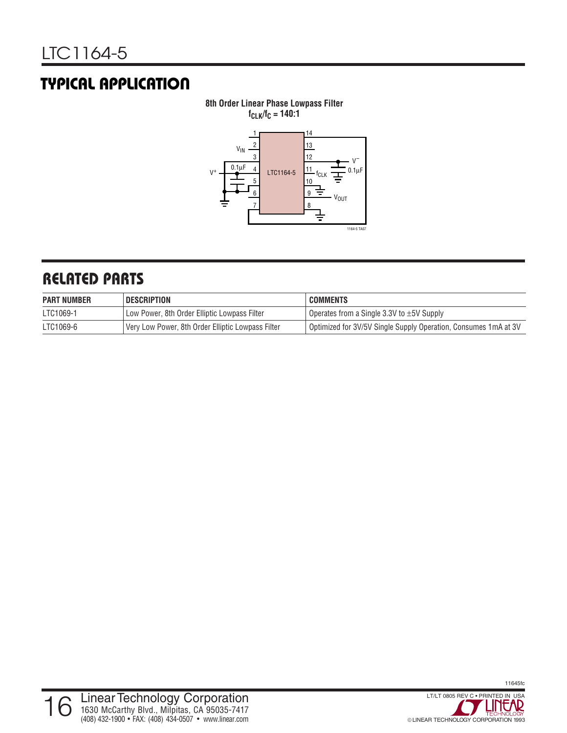## TYPICAL APPLICATION

**8th Order Linear Phase Lowpass Filter**
**$f_{CLK}/f_C$ = 140:1**

1
2
3
4
5
6
7
14
13
12
11
10
9
8
$V_{IN}$
$V^+$
0.1µF
LTC1164-5
$f_{CLK}$
$V^-$
0.1µF
$V_{OUT}$
1164-5 TA07

## RELATED PARTS

| PART NUMBER | DESCRIPTION | COMMENTS |
|---|---|---|
| LTC1069-1 | Low Power, 8th Order Elliptic Lowpass Filter | Operates from a Single 3.3V to ±5V Supply |
| LTC1069-6 | Very Low Power, 8th Order Elliptic Lowpass Filter | Optimized for 3V/5V Single Supply Operation, Consumes 1mA at 3V |

11645fc

Linear Technology Corporation
1630 McCarthy Blvd., Milpitas, CA 95035-7417
(408) 432-1900 • FAX: (408) 434-0507 • www.linear.com

LT/LT 0805 REV C • PRINTED IN USA
© LINEAR TECHNOLOGY CORPORATION 1993